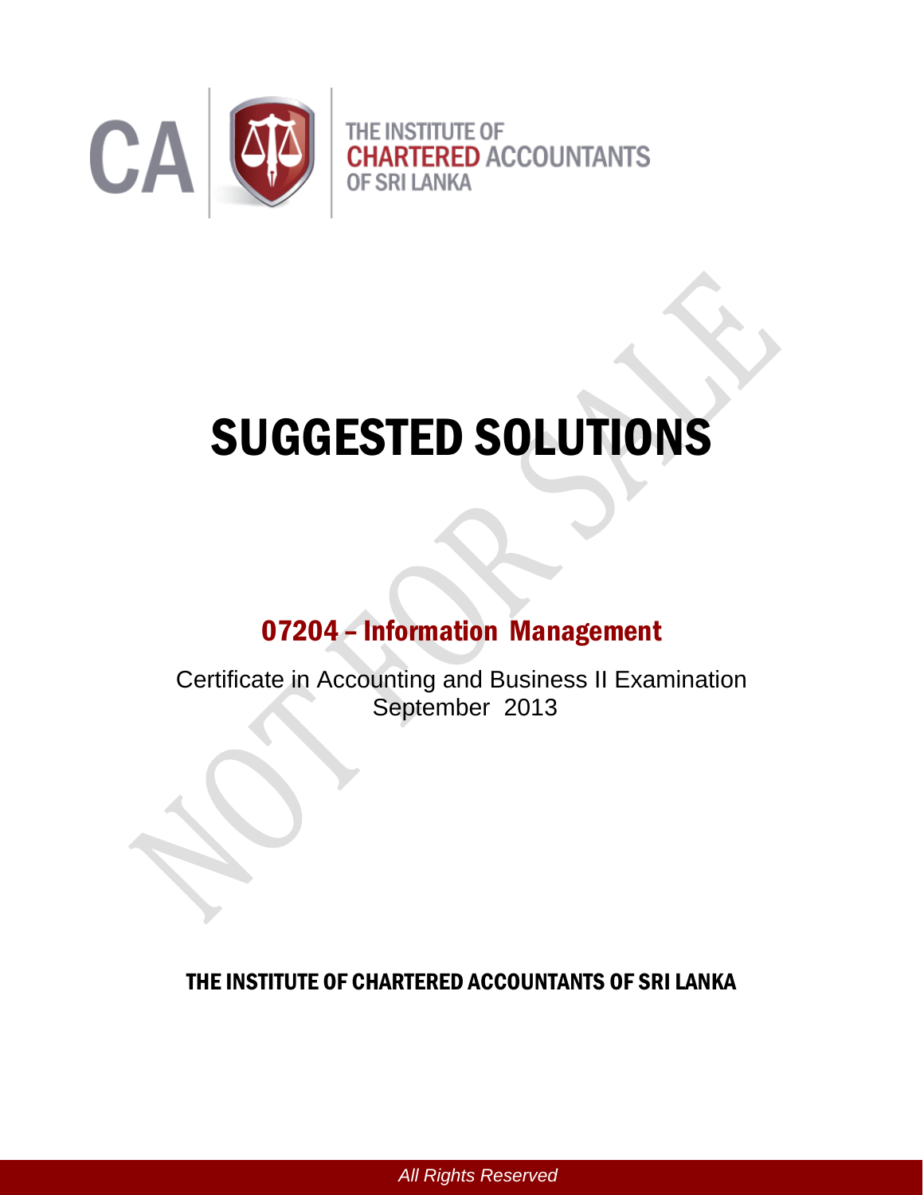CA | THE INSTITUTE OF CHARTERED ACCOUNTANTS OF SRI LANKA

# SUGGESTED SOLUTIONS

## 07204 – Information Management

Certificate in Accounting and Business II Examination
September 2013

**THE INSTITUTE OF CHARTERED ACCOUNTANTS OF SRI LANKA**

*All Rights Reserved*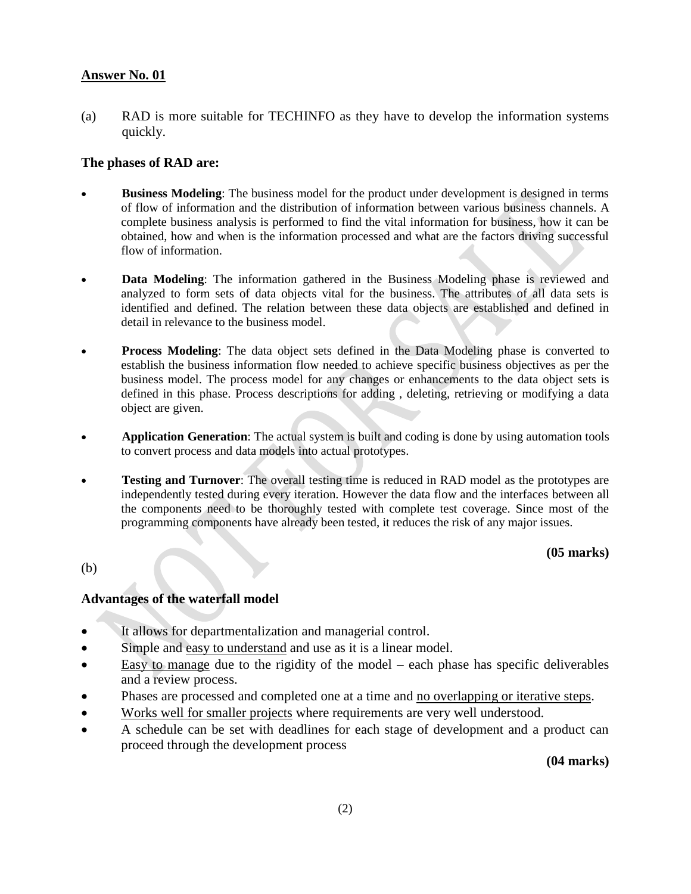## Answer No. 01

(a) RAD is more suitable for TECHINFO as they have to develop the information systems quickly.

**The phases of RAD are:**

- **Business Modeling**: The business model for the product under development is designed in terms of flow of information and the distribution of information between various business channels. A complete business analysis is performed to find the vital information for business, how it can be obtained, how and when is the information processed and what are the factors driving successful flow of information.
- **Data Modeling**: The information gathered in the Business Modeling phase is reviewed and analyzed to form sets of data objects vital for the business. The attributes of all data sets is identified and defined. The relation between these data objects are established and defined in detail in relevance to the business model.
- **Process Modeling**: The data object sets defined in the Data Modeling phase is converted to establish the business information flow needed to achieve specific business objectives as per the business model. The process model for any changes or enhancements to the data object sets is defined in this phase. Process descriptions for adding , deleting, retrieving or modifying a data object are given.
- **Application Generation**: The actual system is built and coding is done by using automation tools to convert process and data models into actual prototypes.
- **Testing and Turnover**: The overall testing time is reduced in RAD model as the prototypes are independently tested during every iteration. However the data flow and the interfaces between all the components need to be thoroughly tested with complete test coverage. Since most of the programming components have already been tested, it reduces the risk of any major issues.

**(05 marks)**

(b)

**Advantages of the waterfall model**

- It allows for departmentalization and managerial control.
- Simple and easy to understand and use as it is a linear model.
- Easy to manage due to the rigidity of the model – each phase has specific deliverables and a review process.
- Phases are processed and completed one at a time and no overlapping or iterative steps.
- Works well for smaller projects where requirements are very well understood.
- A schedule can be set with deadlines for each stage of development and a product can proceed through the development process

**(04 marks)**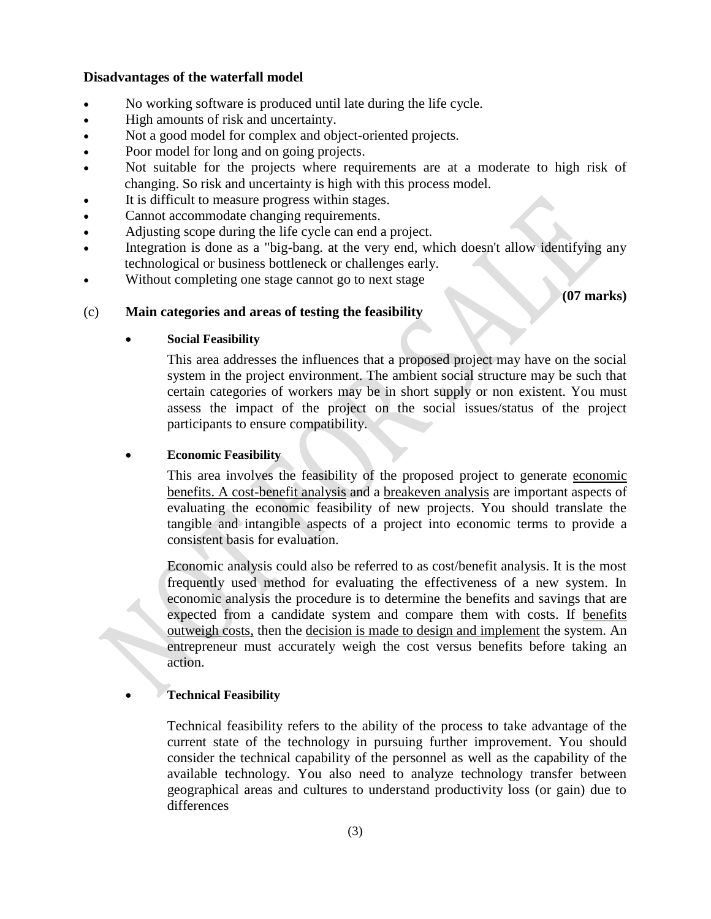**Disadvantages of the waterfall model**

- No working software is produced until late during the life cycle.
- High amounts of risk and uncertainty.
- Not a good model for complex and object-oriented projects.
- Poor model for long and on going projects.
- Not suitable for the projects where requirements are at a moderate to high risk of changing. So risk and uncertainty is high with this process model.
- It is difficult to measure progress within stages.
- Cannot accommodate changing requirements.
- Adjusting scope during the life cycle can end a project.
- Integration is done as a "big-bang. at the very end, which doesn't allow identifying any technological or business bottleneck or challenges early.
- Without completing one stage cannot go to next stage

**(07 marks)**

(c) **Main categories and areas of testing the feasibility**

- **Social Feasibility**

  This area addresses the influences that a proposed project may have on the social system in the project environment. The ambient social structure may be such that certain categories of workers may be in short supply or non existent. You must assess the impact of the project on the social issues/status of the project participants to ensure compatibility.

- **Economic Feasibility**

  This area involves the feasibility of the proposed project to generate economic benefits. A cost-benefit analysis and a breakeven analysis are important aspects of evaluating the economic feasibility of new projects. You should translate the tangible and intangible aspects of a project into economic terms to provide a consistent basis for evaluation.

  Economic analysis could also be referred to as cost/benefit analysis. It is the most frequently used method for evaluating the effectiveness of a new system. In economic analysis the procedure is to determine the benefits and savings that are expected from a candidate system and compare them with costs. If benefits outweigh costs, then the decision is made to design and implement the system. An entrepreneur must accurately weigh the cost versus benefits before taking an action.

- **Technical Feasibility**

  Technical feasibility refers to the ability of the process to take advantage of the current state of the technology in pursuing further improvement. You should consider the technical capability of the personnel as well as the capability of the available technology. You also need to analyze technology transfer between geographical areas and cultures to understand productivity loss (or gain) due to differences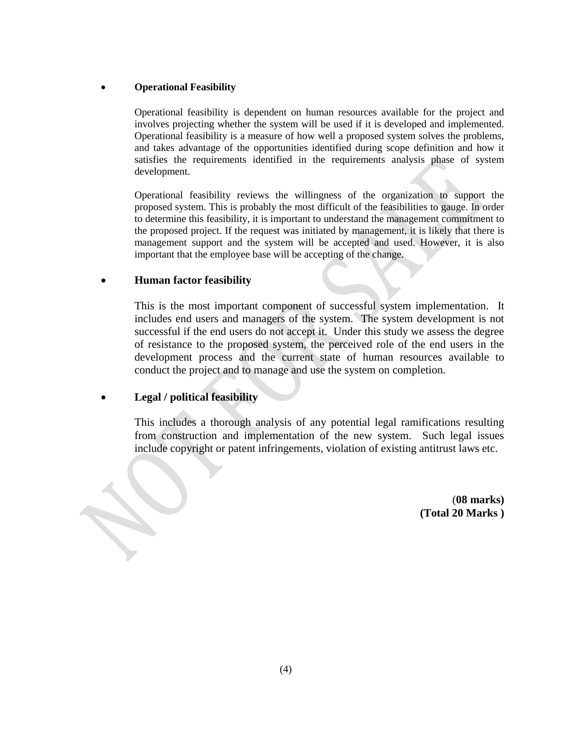- **Operational Feasibility**

  Operational feasibility is dependent on human resources available for the project and involves projecting whether the system will be used if it is developed and implemented. Operational feasibility is a measure of how well a proposed system solves the problems, and takes advantage of the opportunities identified during scope definition and how it satisfies the requirements identified in the requirements analysis phase of system development.

  Operational feasibility reviews the willingness of the organization to support the proposed system. This is probably the most difficult of the feasibilities to gauge. In order to determine this feasibility, it is important to understand the management commitment to the proposed project. If the request was initiated by management, it is likely that there is management support and the system will be accepted and used. However, it is also important that the employee base will be accepting of the change.

- **Human factor feasibility**

  This is the most important component of successful system implementation. It includes end users and managers of the system. The system development is not successful if the end users do not accept it. Under this study we assess the degree of resistance to the proposed system, the perceived role of the end users in the development process and the current state of human resources available to conduct the project and to manage and use the system on completion.

- **Legal / political feasibility**

  This includes a thorough analysis of any potential legal ramifications resulting from construction and implementation of the new system. Such legal issues include copyright or patent infringements, violation of existing antitrust laws etc.

**(08 marks)**
**(Total 20 Marks )**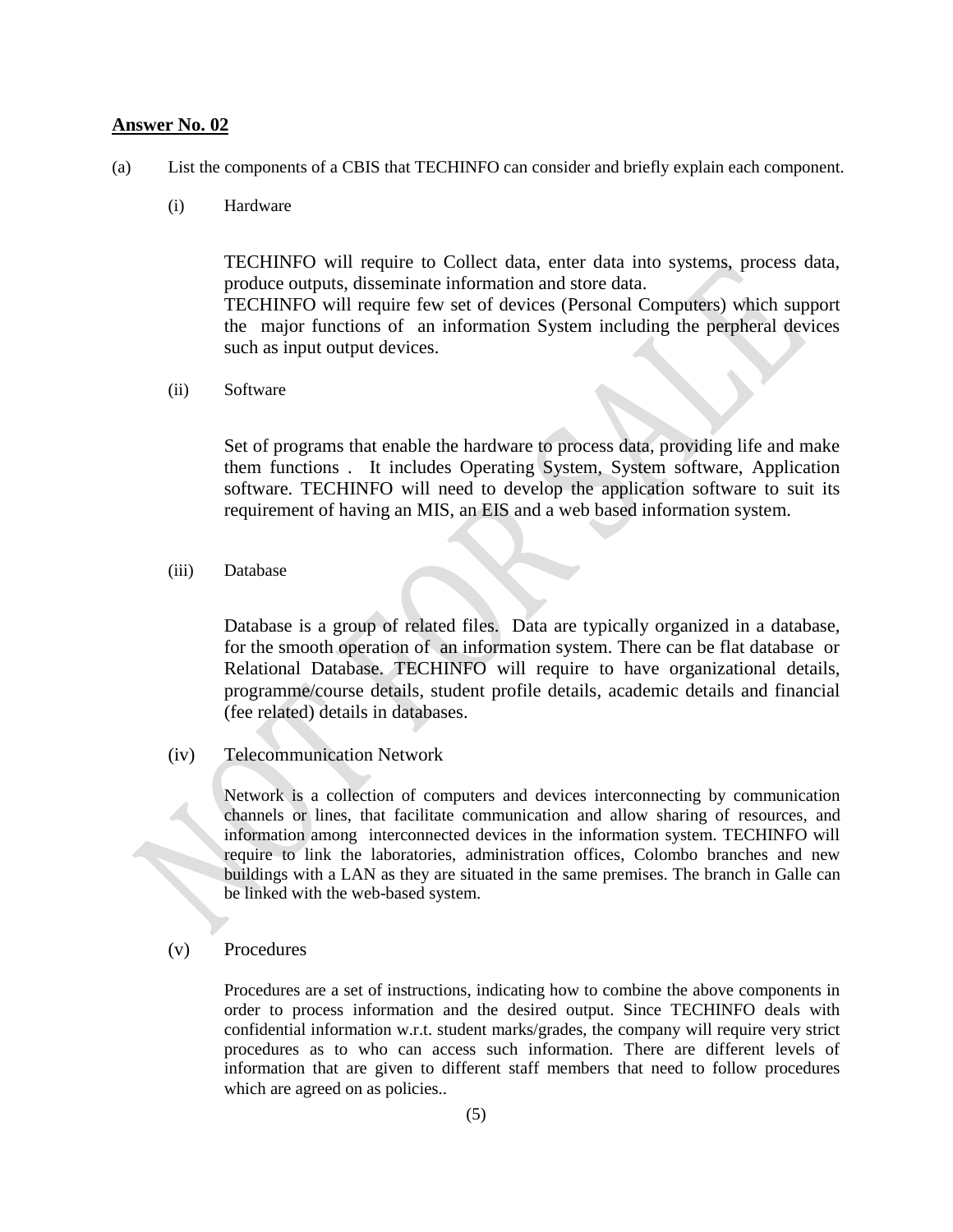**Answer No. 02**

(a) List the components of a CBIS that TECHINFO can consider and briefly explain each component.

(i) Hardware

TECHINFO will require to Collect data, enter data into systems, process data, produce outputs, disseminate information and store data.
TECHINFO will require few set of devices (Personal Computers) which support the major functions of an information System including the perpheral devices such as input output devices.

(ii) Software

Set of programs that enable the hardware to process data, providing life and make them functions . It includes Operating System, System software, Application software. TECHINFO will need to develop the application software to suit its requirement of having an MIS, an EIS and a web based information system.

(iii) Database

Database is a group of related files. Data are typically organized in a database, for the smooth operation of an information system. There can be flat database or Relational Database. TECHINFO will require to have organizational details, programme/course details, student profile details, academic details and financial (fee related) details in databases.

(iv) Telecommunication Network

Network is a collection of computers and devices interconnecting by communication channels or lines, that facilitate communication and allow sharing of resources, and information among interconnected devices in the information system. TECHINFO will require to link the laboratories, administration offices, Colombo branches and new buildings with a LAN as they are situated in the same premises. The branch in Galle can be linked with the web-based system.

(v) Procedures

Procedures are a set of instructions, indicating how to combine the above components in order to process information and the desired output. Since TECHINFO deals with confidential information w.r.t. student marks/grades, the company will require very strict procedures as to who can access such information. There are different levels of information that are given to different staff members that need to follow procedures which are agreed on as policies..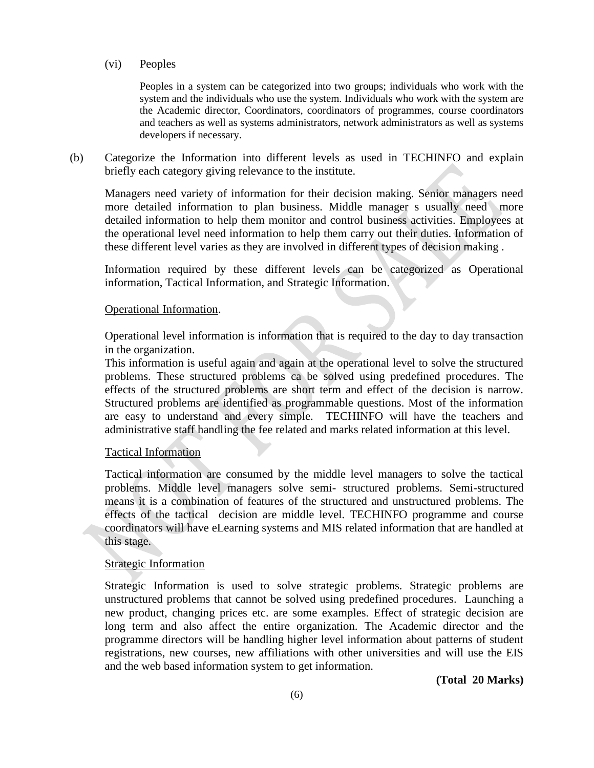(vi) Peoples

Peoples in a system can be categorized into two groups; individuals who work with the system and the individuals who use the system. Individuals who work with the system are the Academic director, Coordinators, coordinators of programmes, course coordinators and teachers as well as systems administrators, network administrators as well as systems developers if necessary.

(b) Categorize the Information into different levels as used in TECHINFO and explain briefly each category giving relevance to the institute.

Managers need variety of information for their decision making. Senior managers need more detailed information to plan business. Middle manager s usually need more detailed information to help them monitor and control business activities. Employees at the operational level need information to help them carry out their duties. Information of these different level varies as they are involved in different types of decision making .

Information required by these different levels can be categorized as Operational information, Tactical Information, and Strategic Information.

Operational Information.

Operational level information is information that is required to the day to day transaction in the organization.
This information is useful again and again at the operational level to solve the structured problems. These structured problems ca be solved using predefined procedures. The effects of the structured problems are short term and effect of the decision is narrow. Structured problems are identified as programmable questions. Most of the information are easy to understand and every simple. TECHINFO will have the teachers and administrative staff handling the fee related and marks related information at this level.

Tactical Information

Tactical information are consumed by the middle level managers to solve the tactical problems. Middle level managers solve semi- structured problems. Semi-structured means it is a combination of features of the structured and unstructured problems. The effects of the tactical decision are middle level. TECHINFO programme and course coordinators will have eLearning systems and MIS related information that are handled at this stage.

Strategic Information

Strategic Information is used to solve strategic problems. Strategic problems are unstructured problems that cannot be solved using predefined procedures. Launching a new product, changing prices etc. are some examples. Effect of strategic decision are long term and also affect the entire organization. The Academic director and the programme directors will be handling higher level information about patterns of student registrations, new courses, new affiliations with other universities and will use the EIS and the web based information system to get information.

**(Total 20 Marks)**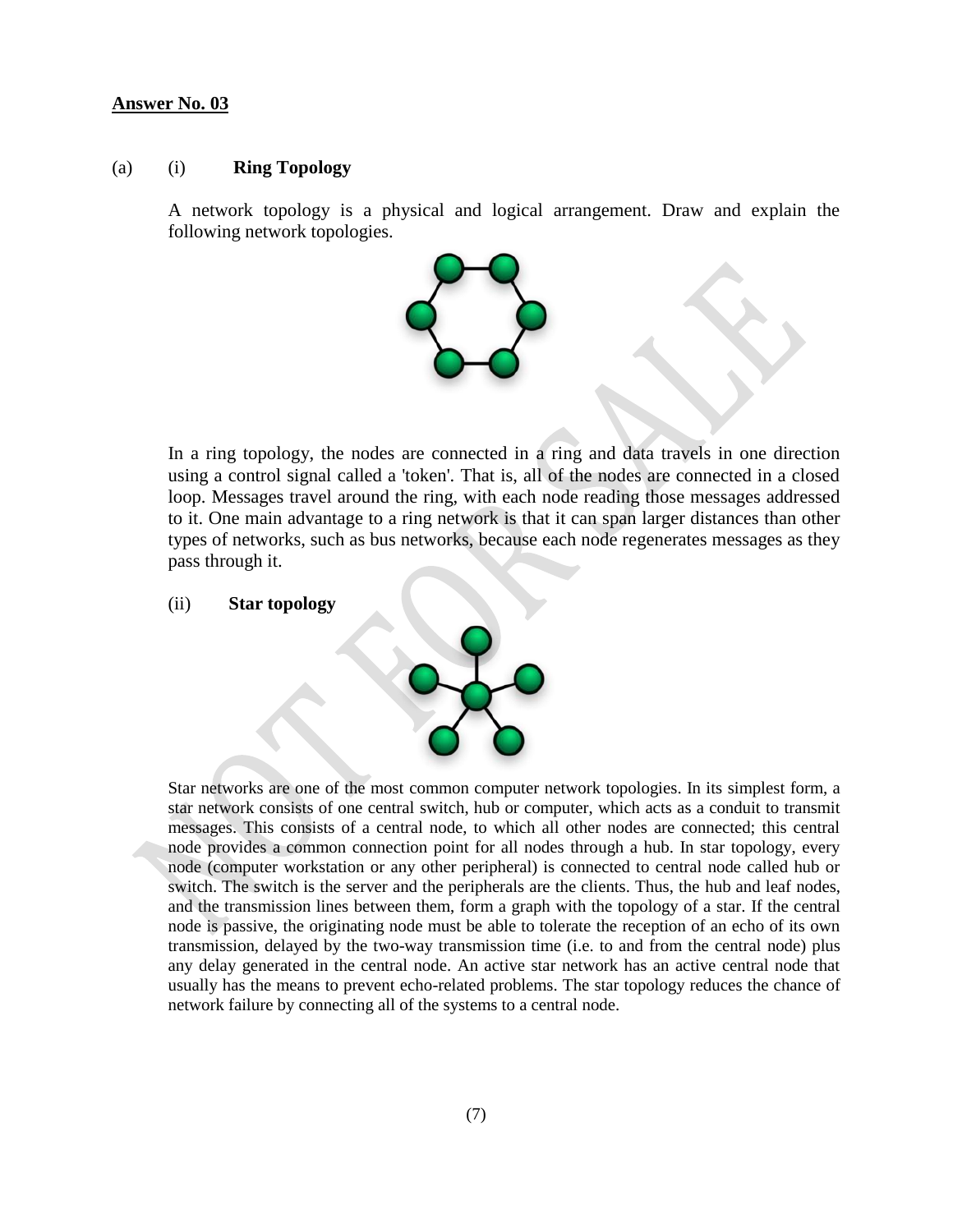**Answer No. 03**

(a) (i) **Ring Topology**

A network topology is a physical and logical arrangement. Draw and explain the following network topologies.

In a ring topology, the nodes are connected in a ring and data travels in one direction using a control signal called a 'token'. That is, all of the nodes are connected in a closed loop. Messages travel around the ring, with each node reading those messages addressed to it. One main advantage to a ring network is that it can span larger distances than other types of networks, such as bus networks, because each node regenerates messages as they pass through it.

(ii) **Star topology**

Star networks are one of the most common computer network topologies. In its simplest form, a star network consists of one central switch, hub or computer, which acts as a conduit to transmit messages. This consists of a central node, to which all other nodes are connected; this central node provides a common connection point for all nodes through a hub. In star topology, every node (computer workstation or any other peripheral) is connected to central node called hub or switch. The switch is the server and the peripherals are the clients. Thus, the hub and leaf nodes, and the transmission lines between them, form a graph with the topology of a star. If the central node is passive, the originating node must be able to tolerate the reception of an echo of its own transmission, delayed by the two-way transmission time (i.e. to and from the central node) plus any delay generated in the central node. An active star network has an active central node that usually has the means to prevent echo-related problems. The star topology reduces the chance of network failure by connecting all of the systems to a central node.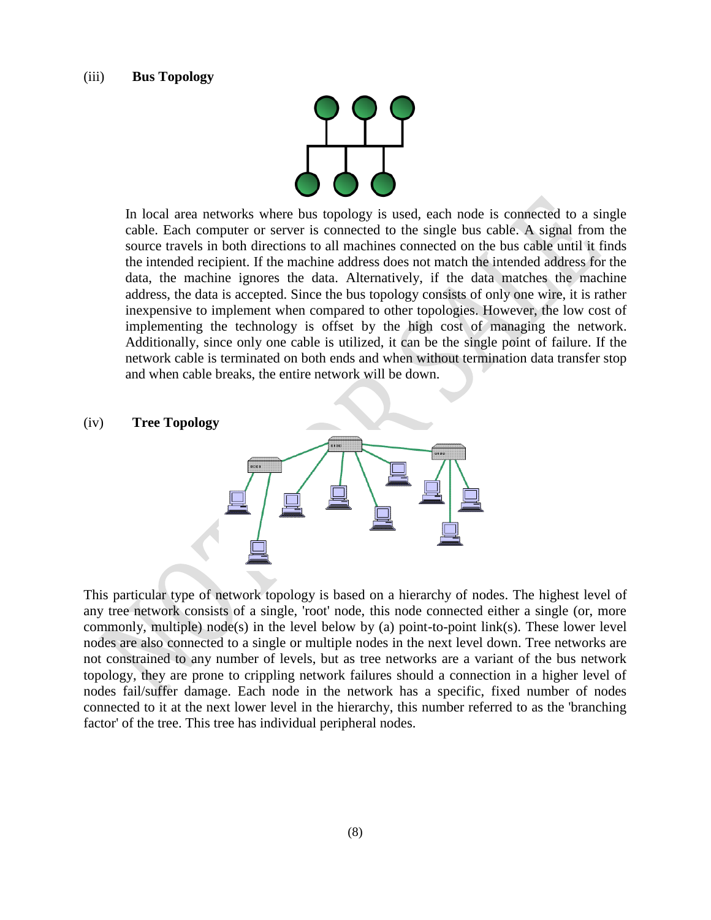(iii) **Bus Topology**

In local area networks where bus topology is used, each node is connected to a single cable. Each computer or server is connected to the single bus cable. A signal from the source travels in both directions to all machines connected on the bus cable until it finds the intended recipient. If the machine address does not match the intended address for the data, the machine ignores the data. Alternatively, if the data matches the machine address, the data is accepted. Since the bus topology consists of only one wire, it is rather inexpensive to implement when compared to other topologies. However, the low cost of implementing the technology is offset by the high cost of managing the network. Additionally, since only one cable is utilized, it can be the single point of failure. If the network cable is terminated on both ends and when without termination data transfer stop and when cable breaks, the entire network will be down.

(iv) **Tree Topology**

This particular type of network topology is based on a hierarchy of nodes. The highest level of any tree network consists of a single, 'root' node, this node connected either a single (or, more commonly, multiple) node(s) in the level below by (a) point-to-point link(s). These lower level nodes are also connected to a single or multiple nodes in the next level down. Tree networks are not constrained to any number of levels, but as tree networks are a variant of the bus network topology, they are prone to crippling network failures should a connection in a higher level of nodes fail/suffer damage. Each node in the network has a specific, fixed number of nodes connected to it at the next lower level in the hierarchy, this number referred to as the 'branching factor' of the tree. This tree has individual peripheral nodes.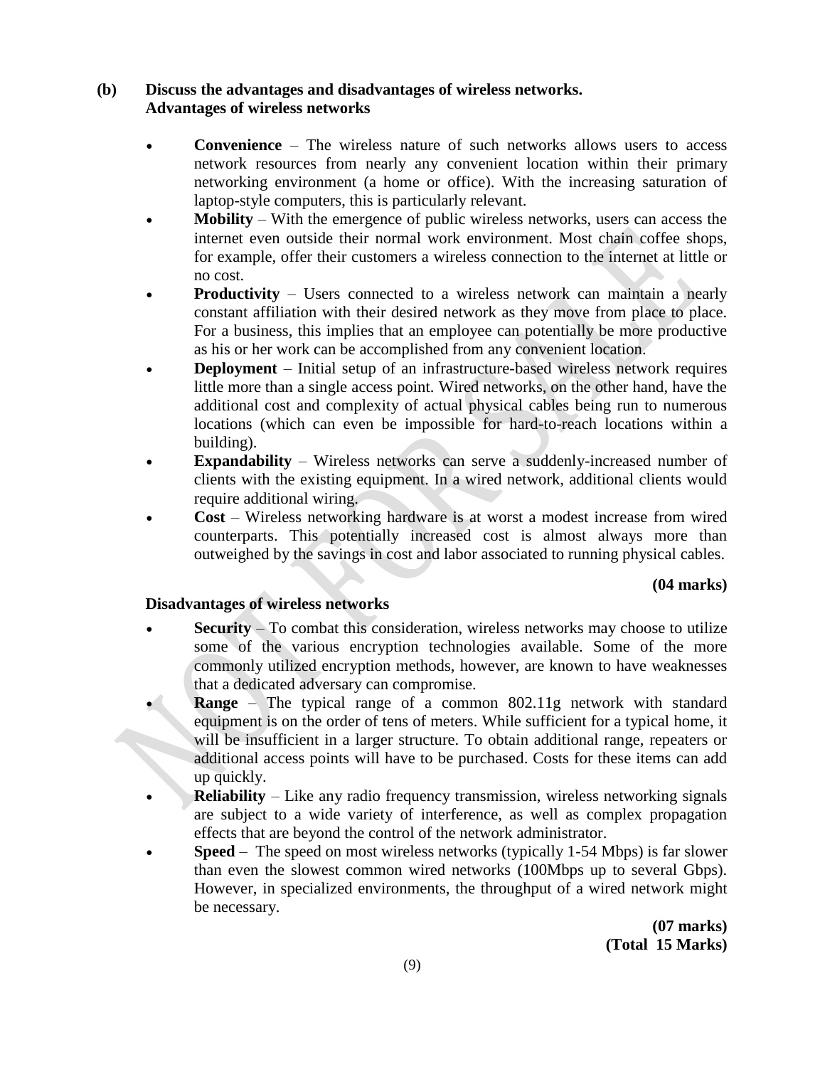**(b) Discuss the advantages and disadvantages of wireless networks.**
**Advantages of wireless networks**

- **Convenience** – The wireless nature of such networks allows users to access network resources from nearly any convenient location within their primary networking environment (a home or office). With the increasing saturation of laptop-style computers, this is particularly relevant.
- **Mobility** – With the emergence of public wireless networks, users can access the internet even outside their normal work environment. Most chain coffee shops, for example, offer their customers a wireless connection to the internet at little or no cost.
- **Productivity** – Users connected to a wireless network can maintain a nearly constant affiliation with their desired network as they move from place to place. For a business, this implies that an employee can potentially be more productive as his or her work can be accomplished from any convenient location.
- **Deployment** – Initial setup of an infrastructure-based wireless network requires little more than a single access point. Wired networks, on the other hand, have the additional cost and complexity of actual physical cables being run to numerous locations (which can even be impossible for hard-to-reach locations within a building).
- **Expandability** – Wireless networks can serve a suddenly-increased number of clients with the existing equipment. In a wired network, additional clients would require additional wiring.
- **Cost** – Wireless networking hardware is at worst a modest increase from wired counterparts. This potentially increased cost is almost always more than outweighed by the savings in cost and labor associated to running physical cables.

**(04 marks)**

**Disadvantages of wireless networks**

- **Security** – To combat this consideration, wireless networks may choose to utilize some of the various encryption technologies available. Some of the more commonly utilized encryption methods, however, are known to have weaknesses that a dedicated adversary can compromise.
- **Range** – The typical range of a common 802.11g network with standard equipment is on the order of tens of meters. While sufficient for a typical home, it will be insufficient in a larger structure. To obtain additional range, repeaters or additional access points will have to be purchased. Costs for these items can add up quickly.
- **Reliability** – Like any radio frequency transmission, wireless networking signals are subject to a wide variety of interference, as well as complex propagation effects that are beyond the control of the network administrator.
- **Speed** – The speed on most wireless networks (typically 1-54 Mbps) is far slower than even the slowest common wired networks (100Mbps up to several Gbps). However, in specialized environments, the throughput of a wired network might be necessary.

**(07 marks)**
**(Total 15 Marks)**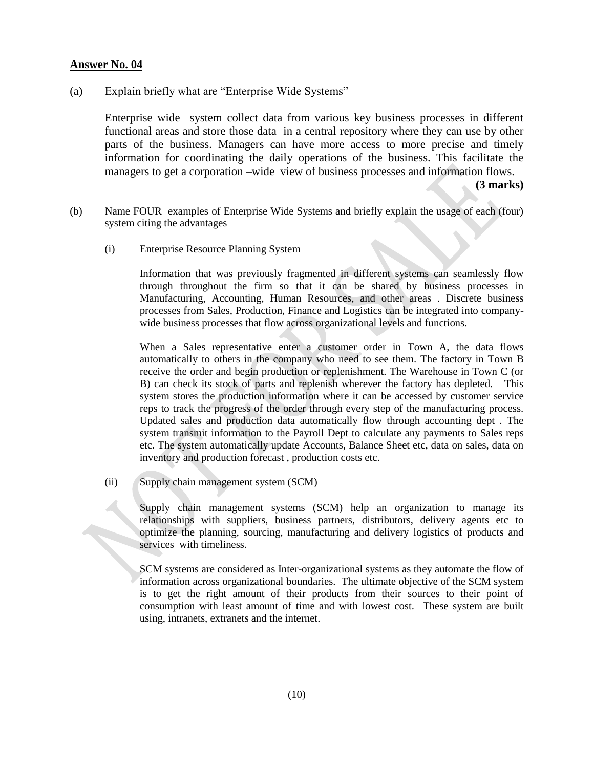## Answer No. 04

(a) Explain briefly what are "Enterprise Wide Systems"

Enterprise wide system collect data from various key business processes in different functional areas and store those data in a central repository where they can use by other parts of the business. Managers can have more access to more precise and timely information for coordinating the daily operations of the business. This facilitate the managers to get a corporation –wide view of business processes and information flows.

**(3 marks)**

(b) Name FOUR examples of Enterprise Wide Systems and briefly explain the usage of each (four) system citing the advantages

(i) Enterprise Resource Planning System

Information that was previously fragmented in different systems can seamlessly flow through throughout the firm so that it can be shared by business processes in Manufacturing, Accounting, Human Resources, and other areas . Discrete business processes from Sales, Production, Finance and Logistics can be integrated into company-wide business processes that flow across organizational levels and functions.

When a Sales representative enter a customer order in Town A, the data flows automatically to others in the company who need to see them. The factory in Town B receive the order and begin production or replenishment. The Warehouse in Town C (or B) can check its stock of parts and replenish wherever the factory has depleted. This system stores the production information where it can be accessed by customer service reps to track the progress of the order through every step of the manufacturing process. Updated sales and production data automatically flow through accounting dept . The system transmit information to the Payroll Dept to calculate any payments to Sales reps etc. The system automatically update Accounts, Balance Sheet etc, data on sales, data on inventory and production forecast , production costs etc.

(ii) Supply chain management system (SCM)

Supply chain management systems (SCM) help an organization to manage its relationships with suppliers, business partners, distributors, delivery agents etc to optimize the planning, sourcing, manufacturing and delivery logistics of products and services with timeliness.

SCM systems are considered as Inter-organizational systems as they automate the flow of information across organizational boundaries. The ultimate objective of the SCM system is to get the right amount of their products from their sources to their point of consumption with least amount of time and with lowest cost. These system are built using, intranets, extranets and the internet.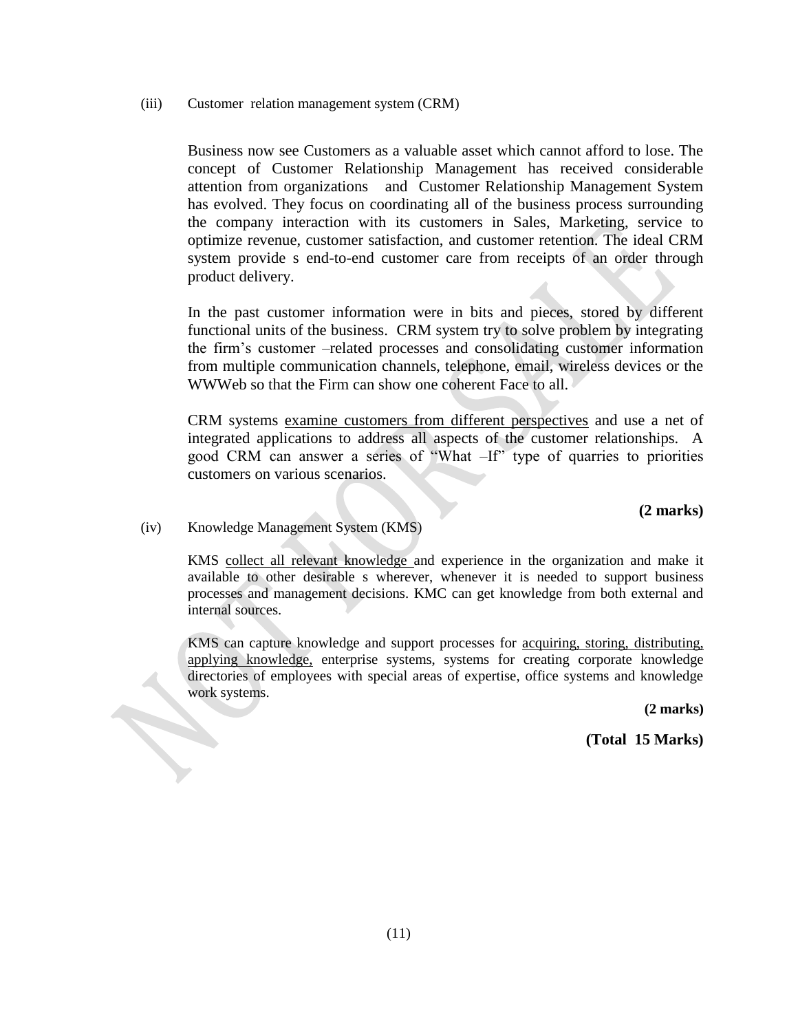(iii) Customer relation management system (CRM)

Business now see Customers as a valuable asset which cannot afford to lose. The concept of Customer Relationship Management has received considerable attention from organizations and Customer Relationship Management System has evolved. They focus on coordinating all of the business process surrounding the company interaction with its customers in Sales, Marketing, service to optimize revenue, customer satisfaction, and customer retention. The ideal CRM system provide s end-to-end customer care from receipts of an order through product delivery.

In the past customer information were in bits and pieces, stored by different functional units of the business. CRM system try to solve problem by integrating the firm's customer –related processes and consolidating customer information from multiple communication channels, telephone, email, wireless devices or the WWWeb so that the Firm can show one coherent Face to all.

CRM systems <u>examine customers from different perspectives</u> and use a net of integrated applications to address all aspects of the customer relationships. A good CRM can answer a series of "What –If" type of quarries to priorities customers on various scenarios.

**(2 marks)**

(iv) Knowledge Management System (KMS)

KMS <u>collect all relevant knowledge</u> and experience in the organization and make it available to other desirable s wherever, whenever it is needed to support business processes and management decisions. KMC can get knowledge from both external and internal sources.

KMS can capture knowledge and support processes for <u>acquiring, storing, distributing, applying knowledge,</u> enterprise systems, systems for creating corporate knowledge directories of employees with special areas of expertise, office systems and knowledge work systems.

**(2 marks)**

**(Total 15 Marks)**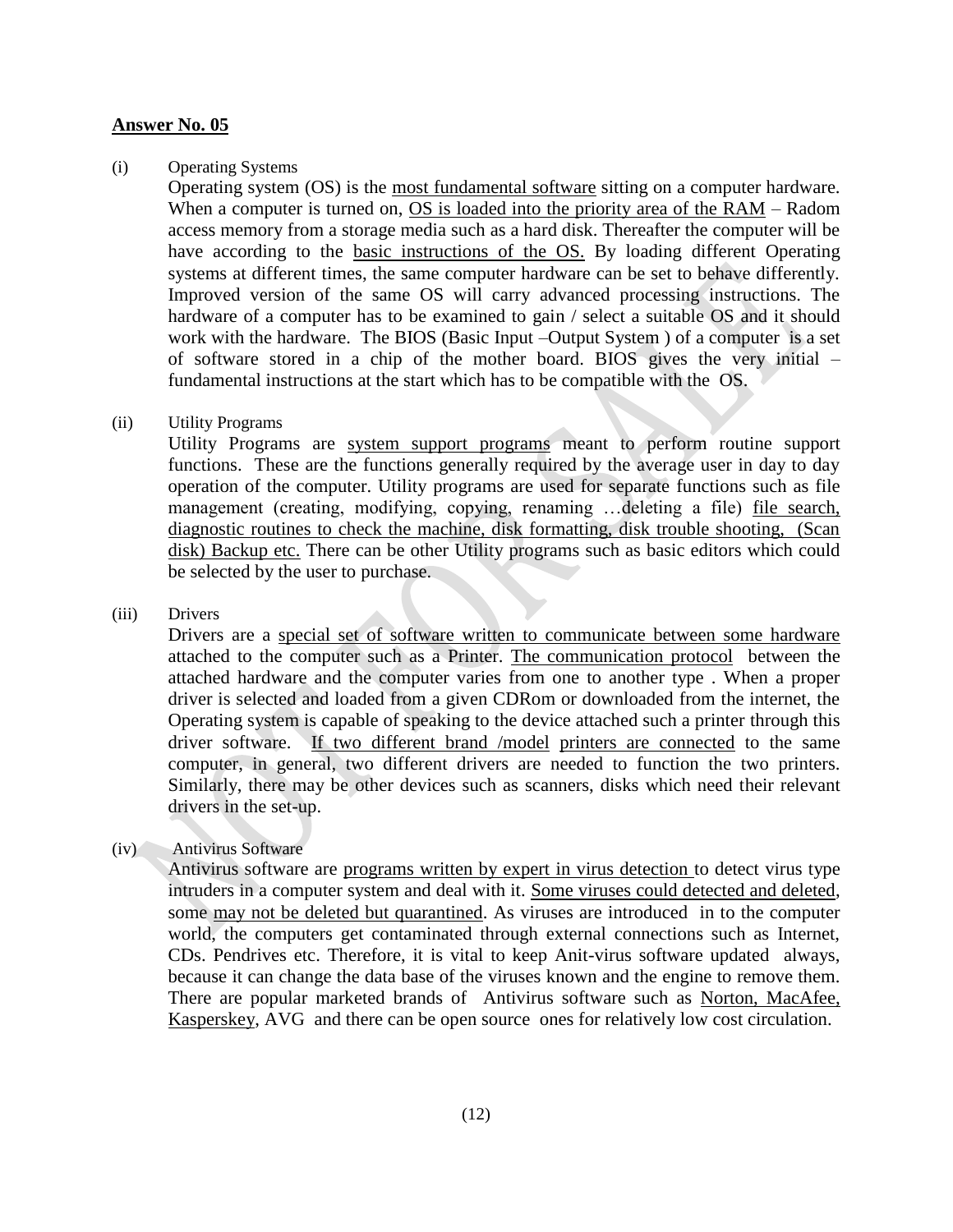**Answer No. 05**

(i) Operating Systems

Operating system (OS) is the most fundamental software sitting on a computer hardware. When a computer is turned on, OS is loaded into the priority area of the RAM – Radom access memory from a storage media such as a hard disk. Thereafter the computer will be have according to the basic instructions of the OS. By loading different Operating systems at different times, the same computer hardware can be set to behave differently. Improved version of the same OS will carry advanced processing instructions. The hardware of a computer has to be examined to gain / select a suitable OS and it should work with the hardware. The BIOS (Basic Input –Output System ) of a computer is a set of software stored in a chip of the mother board. BIOS gives the very initial – fundamental instructions at the start which has to be compatible with the OS.

(ii) Utility Programs

Utility Programs are system support programs meant to perform routine support functions. These are the functions generally required by the average user in day to day operation of the computer. Utility programs are used for separate functions such as file management (creating, modifying, copying, renaming …deleting a file) file search, diagnostic routines to check the machine, disk formatting, disk trouble shooting, (Scan disk) Backup etc. There can be other Utility programs such as basic editors which could be selected by the user to purchase.

(iii) Drivers

Drivers are a special set of software written to communicate between some hardware attached to the computer such as a Printer. The communication protocol between the attached hardware and the computer varies from one to another type . When a proper driver is selected and loaded from a given CDRom or downloaded from the internet, the Operating system is capable of speaking to the device attached such a printer through this driver software. If two different brand /model printers are connected to the same computer, in general, two different drivers are needed to function the two printers. Similarly, there may be other devices such as scanners, disks which need their relevant drivers in the set-up.

(iv) Antivirus Software

Antivirus software are programs written by expert in virus detection to detect virus type intruders in a computer system and deal with it. Some viruses could detected and deleted, some may not be deleted but quarantined. As viruses are introduced in to the computer world, the computers get contaminated through external connections such as Internet, CDs. Pendrives etc. Therefore, it is vital to keep Anit-virus software updated always, because it can change the data base of the viruses known and the engine to remove them. There are popular marketed brands of Antivirus software such as Norton, MacAfee, Kasperskey, AVG and there can be open source ones for relatively low cost circulation.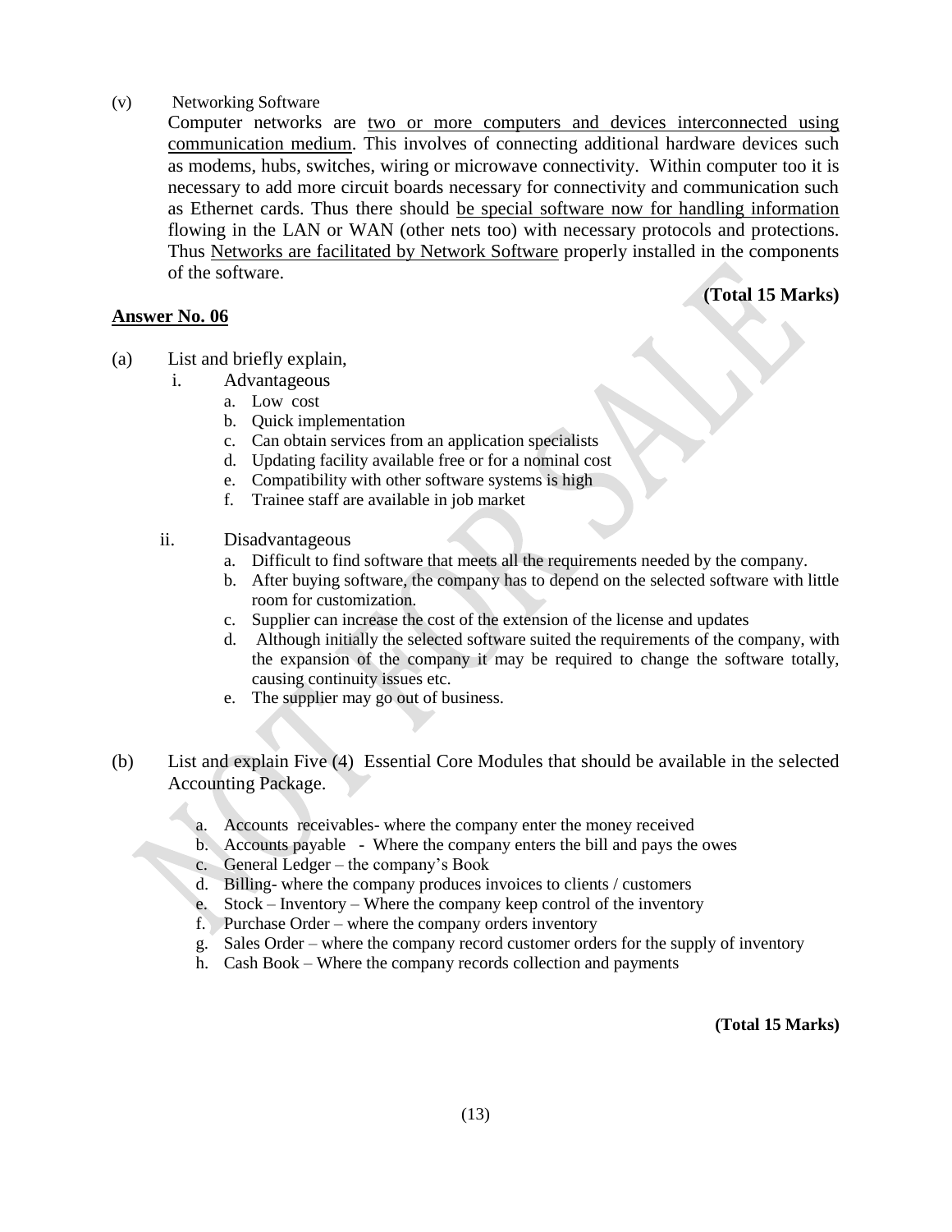(v) Networking Software

Computer networks are <u>two or more computers and devices interconnected using communication medium</u>. This involves of connecting additional hardware devices such as modems, hubs, switches, wiring or microwave connectivity. Within computer too it is necessary to add more circuit boards necessary for connectivity and communication such as Ethernet cards. Thus there should <u>be special software now for handling information</u> flowing in the LAN or WAN (other nets too) with necessary protocols and protections. Thus <u>Networks are facilitated by Network Software</u> properly installed in the components of the software.

**(Total 15 Marks)**

## <u>Answer No. 06</u>

(a) List and briefly explain,

i. Advantageous

a. Low cost
b. Quick implementation
c. Can obtain services from an application specialists
d. Updating facility available free or for a nominal cost
e. Compatibility with other software systems is high
f. Trainee staff are available in job market

ii. Disadvantageous

a. Difficult to find software that meets all the requirements needed by the company.
b. After buying software, the company has to depend on the selected software with little room for customization.
c. Supplier can increase the cost of the extension of the license and updates
d. Although initially the selected software suited the requirements of the company, with the expansion of the company it may be required to change the software totally, causing continuity issues etc.
e. The supplier may go out of business.

(b) List and explain Five (4) Essential Core Modules that should be available in the selected Accounting Package.

a. Accounts receivables- where the company enter the money received
b. Accounts payable - Where the company enters the bill and pays the owes
c. General Ledger – the company's Book
d. Billing- where the company produces invoices to clients / customers
e. Stock – Inventory – Where the company keep control of the inventory
f. Purchase Order – where the company orders inventory
g. Sales Order – where the company record customer orders for the supply of inventory
h. Cash Book – Where the company records collection and payments

**(Total 15 Marks)**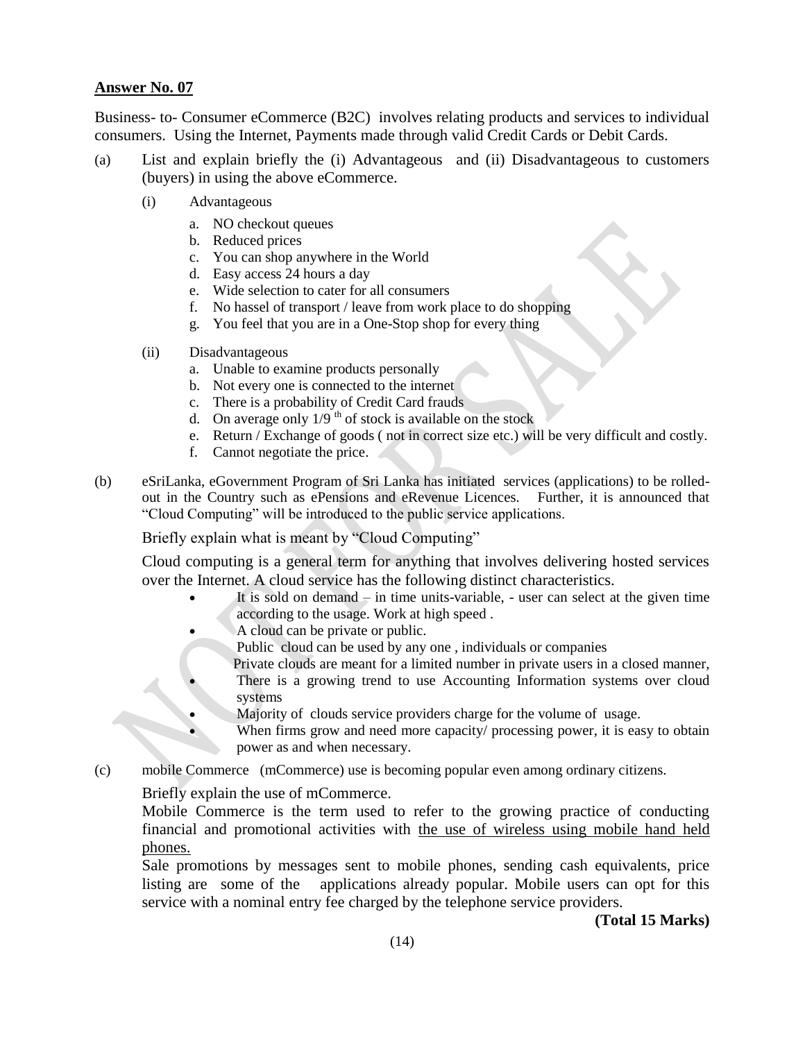**Answer No. 07**

Business- to- Consumer eCommerce (B2C) involves relating products and services to individual consumers. Using the Internet, Payments made through valid Credit Cards or Debit Cards.

(a) List and explain briefly the (i) Advantageous and (ii) Disadvantageous to customers (buyers) in using the above eCommerce.

(i) Advantageous

a. NO checkout queues
b. Reduced prices
c. You can shop anywhere in the World
d. Easy access 24 hours a day
e. Wide selection to cater for all consumers
f. No hassel of transport / leave from work place to do shopping
g. You feel that you are in a One-Stop shop for every thing

(ii) Disadvantageous

a. Unable to examine products personally
b. Not every one is connected to the internet
c. There is a probability of Credit Card frauds
d. On average only $1/9^{th}$ of stock is available on the stock
e. Return / Exchange of goods ( not in correct size etc.) will be very difficult and costly.
f. Cannot negotiate the price.

(b) eSriLanka, eGovernment Program of Sri Lanka has initiated services (applications) to be rolled-out in the Country such as ePensions and eRevenue Licences. Further, it is announced that "Cloud Computing" will be introduced to the public service applications.

Briefly explain what is meant by "Cloud Computing"

Cloud computing is a general term for anything that involves delivering hosted services over the Internet. A cloud service has the following distinct characteristics.

- It is sold on demand – in time units-variable, - user can select at the given time according to the usage. Work at high speed .
- A cloud can be private or public.
  Public cloud can be used by any one , individuals or companies
  Private clouds are meant for a limited number in private users in a closed manner,
- There is a growing trend to use Accounting Information systems over cloud systems
- Majority of clouds service providers charge for the volume of usage.
- When firms grow and need more capacity/ processing power, it is easy to obtain power as and when necessary.

(c) mobile Commerce (mCommerce) use is becoming popular even among ordinary citizens.

Briefly explain the use of mCommerce.

Mobile Commerce is the term used to refer to the growing practice of conducting financial and promotional activities with the use of wireless using mobile hand held phones.

Sale promotions by messages sent to mobile phones, sending cash equivalents, price listing are some of the applications already popular. Mobile users can opt for this service with a nominal entry fee charged by the telephone service providers.

**(Total 15 Marks)**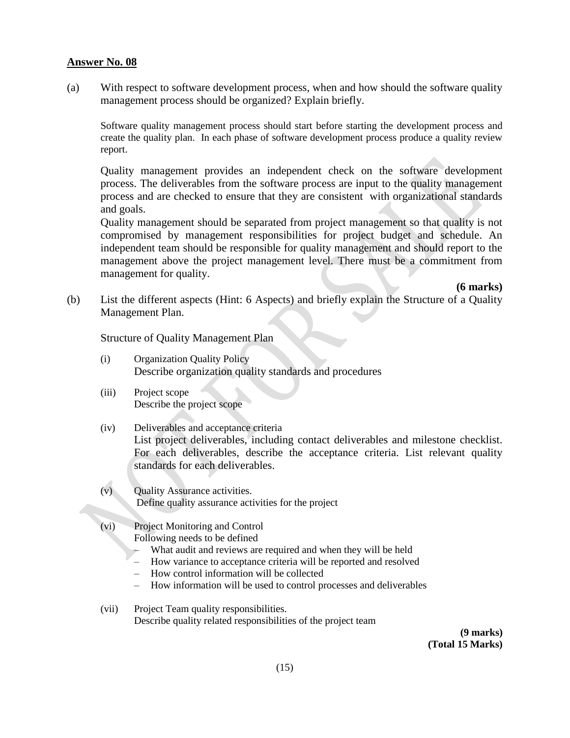**Answer No. 08**

(a) With respect to software development process, when and how should the software quality management process should be organized? Explain briefly.

Software quality management process should start before starting the development process and create the quality plan. In each phase of software development process produce a quality review report.

Quality management provides an independent check on the software development process. The deliverables from the software process are input to the quality management process and are checked to ensure that they are consistent with organizational standards and goals.
Quality management should be separated from project management so that quality is not compromised by management responsibilities for project budget and schedule. An independent team should be responsible for quality management and should report to the management above the project management level. There must be a commitment from management for quality.

**(6 marks)**

(b) List the different aspects (Hint: 6 Aspects) and briefly explain the Structure of a Quality Management Plan.

Structure of Quality Management Plan

(i) Organization Quality Policy
Describe organization quality standards and procedures

(iii) Project scope
Describe the project scope

(iv) Deliverables and acceptance criteria
List project deliverables, including contact deliverables and milestone checklist. For each deliverables, describe the acceptance criteria. List relevant quality standards for each deliverables.

(v) Quality Assurance activities.
Define quality assurance activities for the project

(vi) Project Monitoring and Control
Following needs to be defined
- What audit and reviews are required and when they will be held
- How variance to acceptance criteria will be reported and resolved
- How control information will be collected
- How information will be used to control processes and deliverables

(vii) Project Team quality responsibilities.
Describe quality related responsibilities of the project team

**(9 marks)**
**(Total 15 Marks)**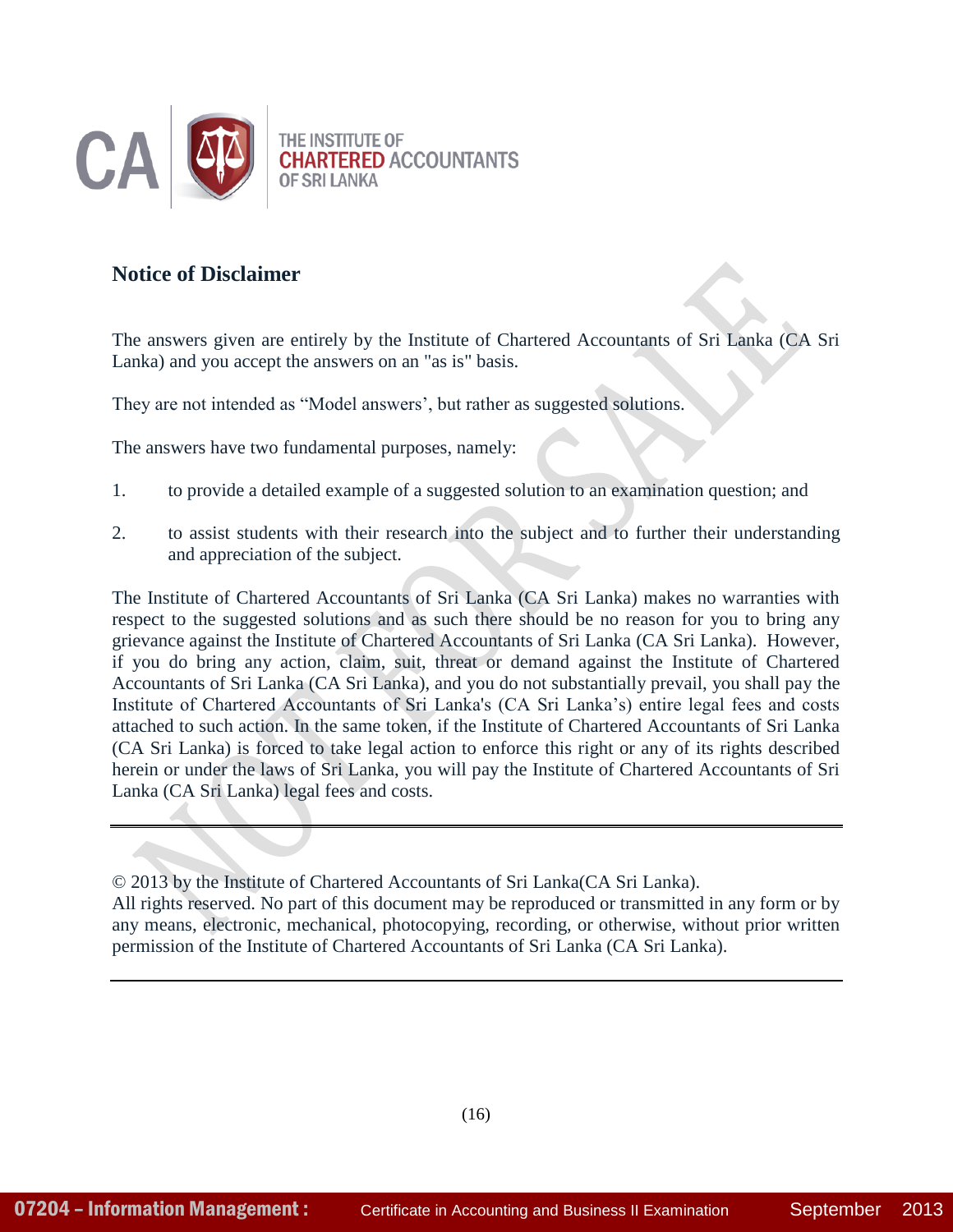THE INSTITUTE OF CHARTERED ACCOUNTANTS OF SRI LANKA

## Notice of Disclaimer

The answers given are entirely by the Institute of Chartered Accountants of Sri Lanka (CA Sri Lanka) and you accept the answers on an "as is" basis.

They are not intended as "Model answers', but rather as suggested solutions.

The answers have two fundamental purposes, namely:

1. to provide a detailed example of a suggested solution to an examination question; and

2. to assist students with their research into the subject and to further their understanding and appreciation of the subject.

The Institute of Chartered Accountants of Sri Lanka (CA Sri Lanka) makes no warranties with respect to the suggested solutions and as such there should be no reason for you to bring any grievance against the Institute of Chartered Accountants of Sri Lanka (CA Sri Lanka). However, if you do bring any action, claim, suit, threat or demand against the Institute of Chartered Accountants of Sri Lanka (CA Sri Lanka), and you do not substantially prevail, you shall pay the Institute of Chartered Accountants of Sri Lanka's (CA Sri Lanka's) entire legal fees and costs attached to such action. In the same token, if the Institute of Chartered Accountants of Sri Lanka (CA Sri Lanka) is forced to take legal action to enforce this right or any of its rights described herein or under the laws of Sri Lanka, you will pay the Institute of Chartered Accountants of Sri Lanka (CA Sri Lanka) legal fees and costs.

---

© 2013 by the Institute of Chartered Accountants of Sri Lanka(CA Sri Lanka).
All rights reserved. No part of this document may be reproduced or transmitted in any form or by any means, electronic, mechanical, photocopying, recording, or otherwise, without prior written permission of the Institute of Chartered Accountants of Sri Lanka (CA Sri Lanka).

---